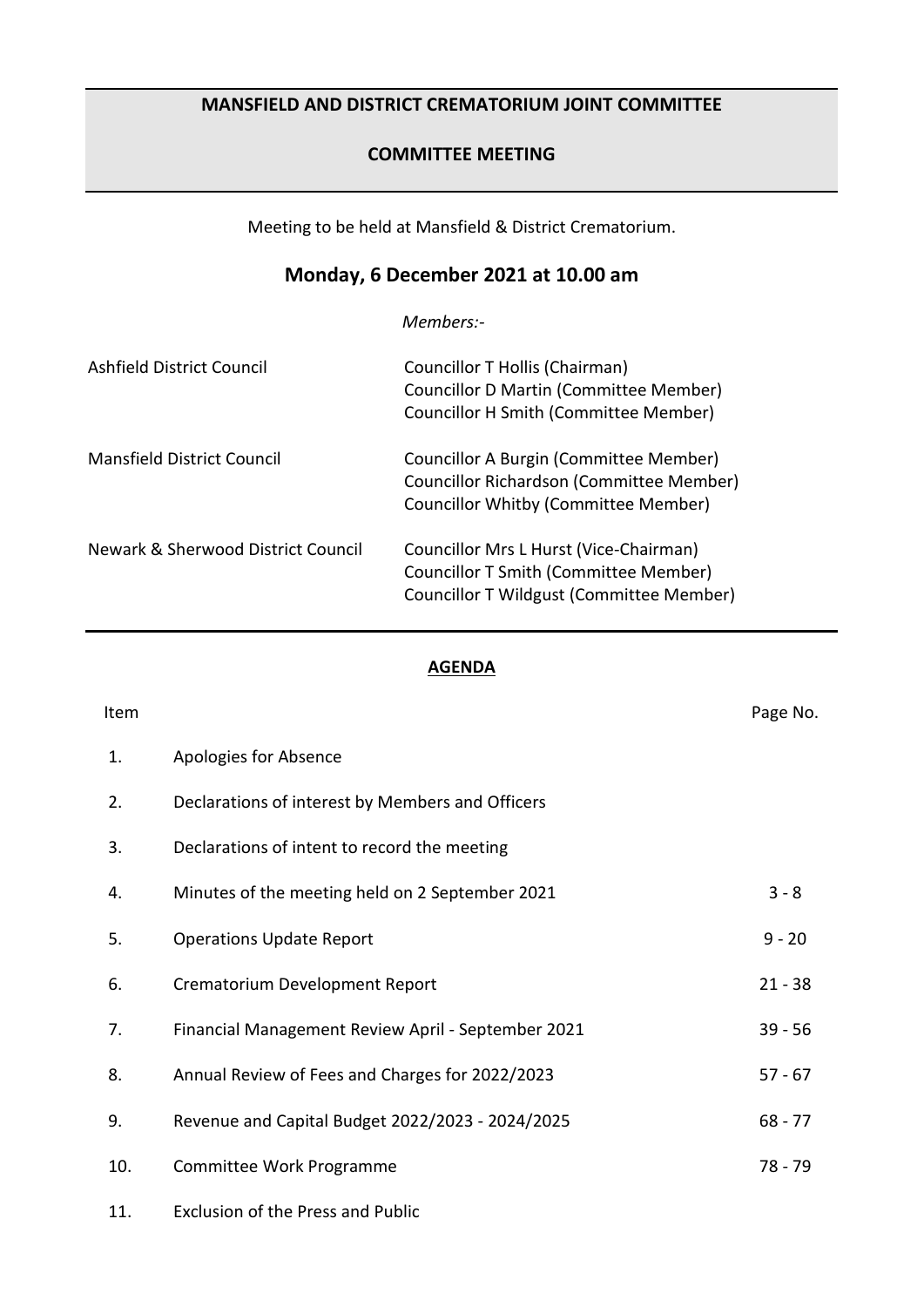# MANSFIELD AND DISTRICT CREMATORIUM JOINT COMMITTEE

## COMMITTEE MEETING

Meeting to be held at Mansfield & District Crematorium.

## Monday, 6 December 2021 at 10.00 am

*Members:-*

| | |
|---|---|
| Ashfield District Council | Councillor T Hollis (Chairman)<br>Councillor D Martin (Committee Member)<br>Councillor H Smith (Committee Member) |
| Mansfield District Council | Councillor A Burgin (Committee Member)<br>Councillor Richardson (Committee Member)<br>Councillor Whitby (Committee Member) |
| Newark & Sherwood District Council | Councillor Mrs L Hurst (Vice-Chairman)<br>Councillor T Smith (Committee Member)<br>Councillor T Wildgust (Committee Member) |

## AGENDA

| Item | | Page No. |
|---|---|---|
| 1. | Apologies for Absence | |
| 2. | Declarations of interest by Members and Officers | |
| 3. | Declarations of intent to record the meeting | |
| 4. | Minutes of the meeting held on 2 September 2021 | 3 - 8 |
| 5. | Operations Update Report | 9 - 20 |
| 6. | Crematorium Development Report | 21 - 38 |
| 7. | Financial Management Review April - September 2021 | 39 - 56 |
| 8. | Annual Review of Fees and Charges for 2022/2023 | 57 - 67 |
| 9. | Revenue and Capital Budget 2022/2023 - 2024/2025 | 68 - 77 |
| 10. | Committee Work Programme | 78 - 79 |
| 11. | Exclusion of the Press and Public | |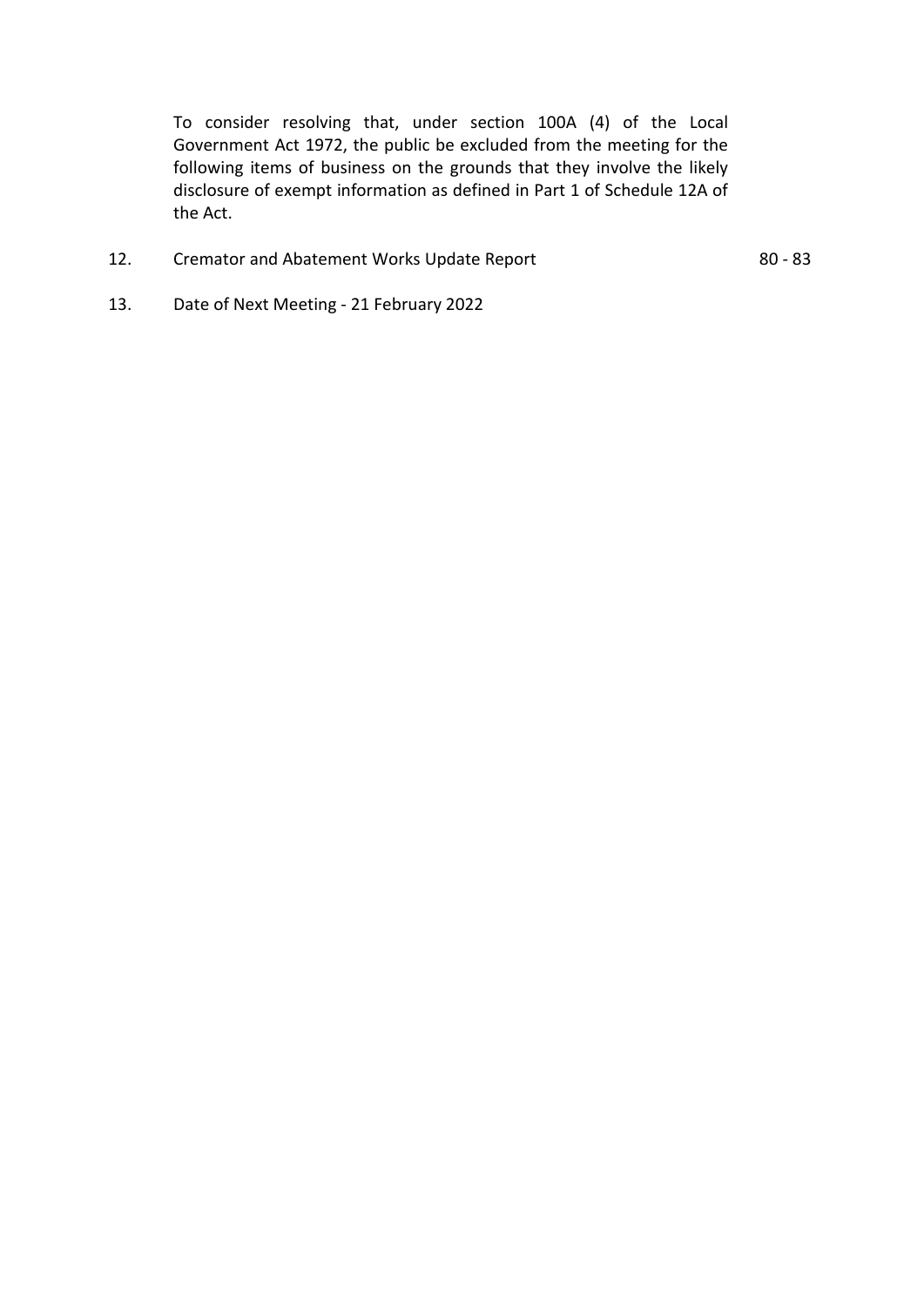To consider resolving that, under section 100A (4) of the Local Government Act 1972, the public be excluded from the meeting for the following items of business on the grounds that they involve the likely disclosure of exempt information as defined in Part 1 of Schedule 12A of the Act.

12. Cremator and Abatement Works Update Report 80 - 83

13. Date of Next Meeting - 21 February 2022